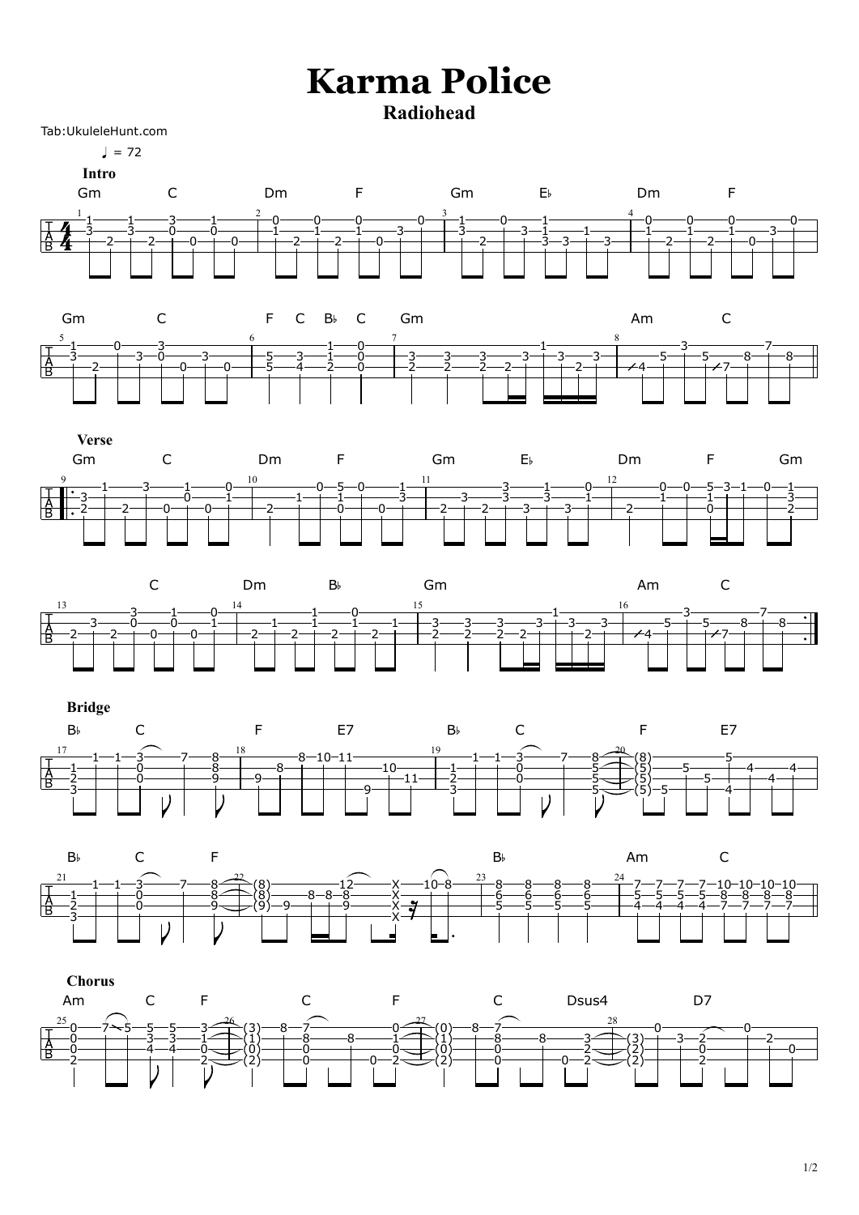# Karma Police

## Radiohead

Tab:UkuleleHunt.com

♩ = 72

**Intro**

Gm C Dm F Gm E♭ Dm F

Gm C F C B♭ C Gm Am C

**Verse**

Gm C Dm F Gm E♭ Dm F Gm

C Dm B♭ Gm Am C

**Bridge**

B♭ C F E7 B♭ C F E7

B♭ C F B♭ Am C

**Chorus**

Am C F C F C Dsus4 D7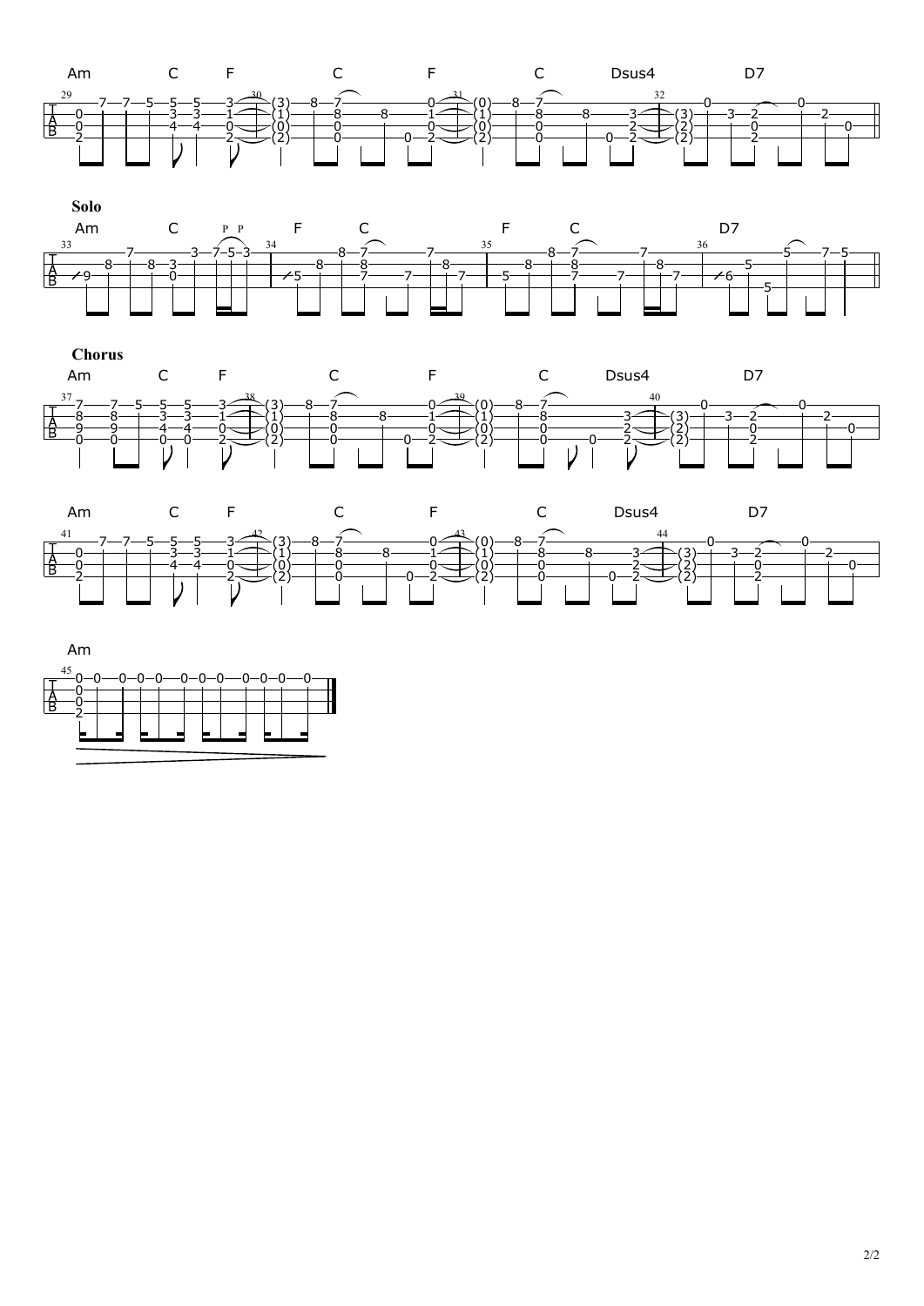Am C F C F C Dsus4 D7

**Solo**

Am C F C F C D7

**Chorus**

Am C F C F C Dsus4 D7

Am C F C F C Dsus4 D7

Am